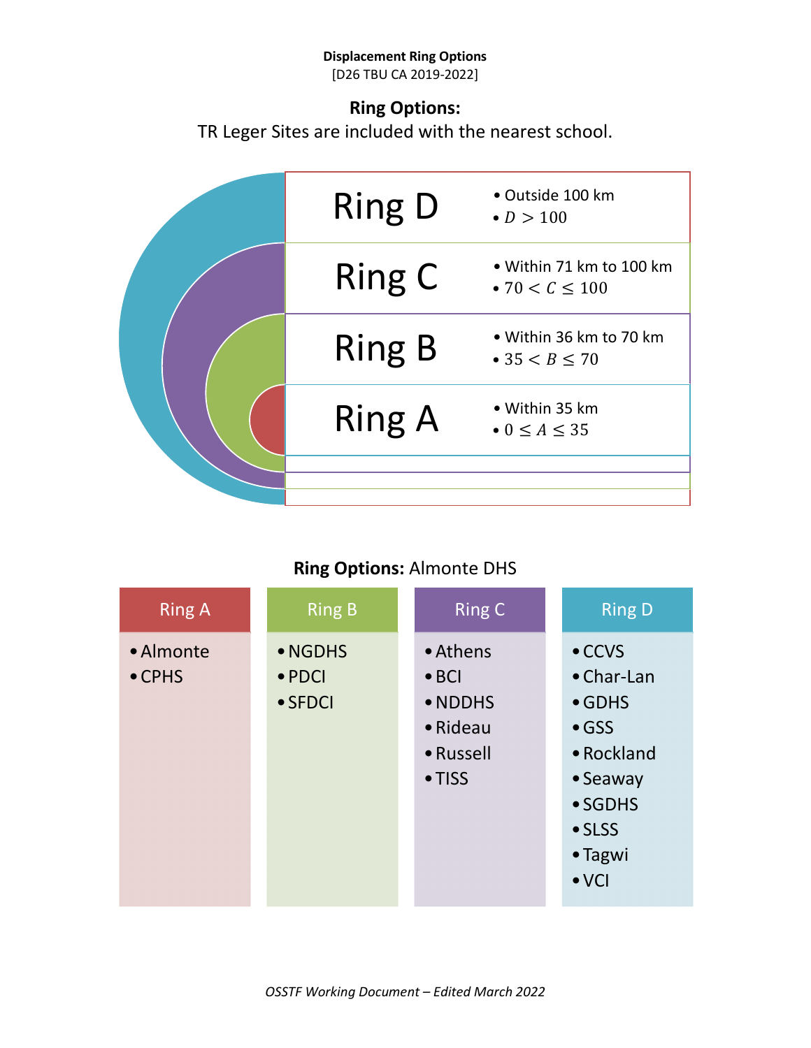**Displacement Ring Options**
[D26 TBU CA 2019-2022]

**Ring Options:**
TR Leger Sites are included with the nearest school.

| Ring | Description |
|---|---|
| Ring D | • Outside 100 km<br>• $D > 100$ |
| Ring C | • Within 71 km to 100 km<br>• $70 < C \leq 100$ |
| Ring B | • Within 36 km to 70 km<br>• $35 < B \leq 70$ |
| Ring A | • Within 35 km<br>• $0 \leq A \leq 35$ |

**Ring Options:** Almonte DHS

| Ring A | Ring B | Ring C | Ring D |
|---|---|---|---|
| • Almonte | • NGDHS | • Athens | • CCVS |
| • CPHS | • PDCI | • BCI | • Char-Lan |
| | • SFDCI | • NDDHS | • GDHS |
| | | • Rideau | • GSS |
| | | • Russell | • Rockland |
| | | • TISS | • Seaway |
| | | | • SGDHS |
| | | | • SLSS |
| | | | • Tagwi |
| | | | • VCI |

*OSSTF Working Document – Edited March 2022*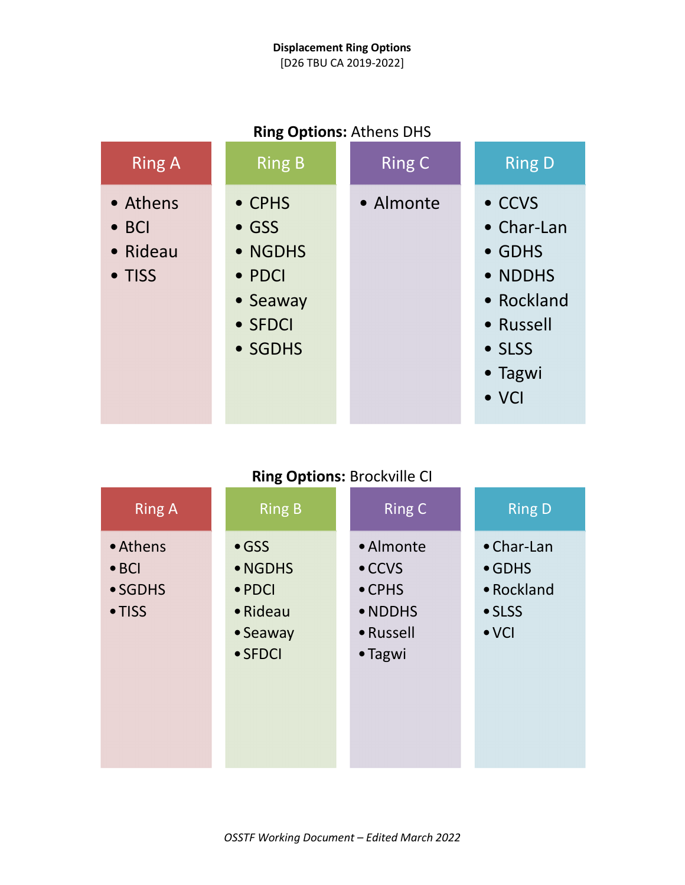**Displacement Ring Options**
[D26 TBU CA 2019-2022]

**Ring Options:** Athens DHS

| Ring A | Ring B | Ring C | Ring D |
|---|---|---|---|
| Athens | CPHS | Almonte | CCVS |
| BCI | GSS | | Char-Lan |
| Rideau | NGDHS | | GDHS |
| TISS | PDCI | | NDDHS |
| | Seaway | | Rockland |
| | SFDCI | | Russell |
| | SGDHS | | SLSS |
| | | | Tagwi |
| | | | VCI |

**Ring Options:** Brockville CI

| Ring A | Ring B | Ring C | Ring D |
|---|---|---|---|
| Athens | GSS | Almonte | Char-Lan |
| BCI | NGDHS | CCVS | GDHS |
| SGDHS | PDCI | CPHS | Rockland |
| TISS | Rideau | NDDHS | SLSS |
| | Seaway | Russell | VCI |
| | SFDCI | Tagwi | |

*OSSTF Working Document – Edited March 2022*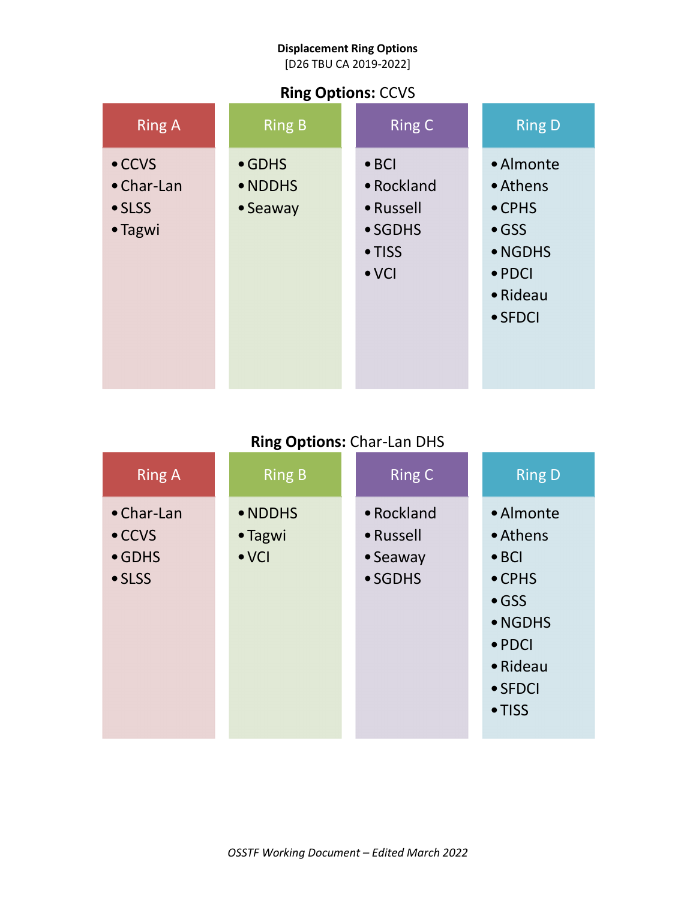**Displacement Ring Options**
[D26 TBU CA 2019-2022]

**Ring Options:** CCVS

| Ring A | Ring B | Ring C | Ring D |
| --- | --- | --- | --- |
| • CCVS | • GDHS | • BCI | • Almonte |
| • Char-Lan | • NDDHS | • Rockland | • Athens |
| • SLSS | • Seaway | • Russell | • CPHS |
| • Tagwi | | • SGDHS | • GSS |
| | | • TISS | • NGDHS |
| | | • VCI | • PDCI |
| | | | • Rideau |
| | | | • SFDCI |

**Ring Options:** Char-Lan DHS

| Ring A | Ring B | Ring C | Ring D |
| --- | --- | --- | --- |
| • Char-Lan | • NDDHS | • Rockland | • Almonte |
| • CCVS | • Tagwi | • Russell | • Athens |
| • GDHS | • VCI | • Seaway | • BCI |
| • SLSS | | • SGDHS | • CPHS |
| | | | • GSS |
| | | | • NGDHS |
| | | | • PDCI |
| | | | • Rideau |
| | | | • SFDCI |
| | | | • TISS |

*OSSTF Working Document – Edited March 2022*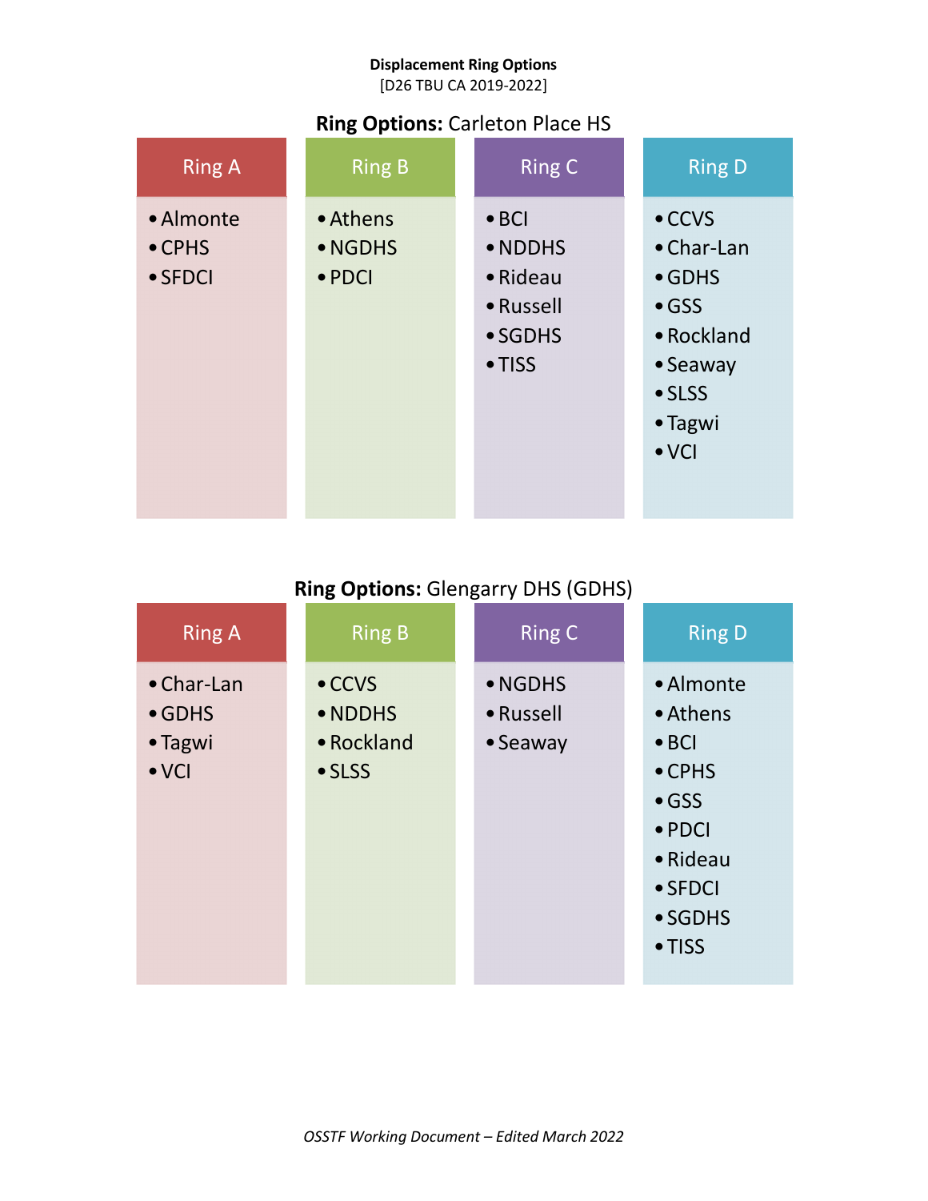**Displacement Ring Options**

[D26 TBU CA 2019-2022]

**Ring Options:** Carleton Place HS

| Ring A | Ring B | Ring C | Ring D |
|---|---|---|---|
| • Almonte | • Athens | • BCI | • CCVS |
| • CPHS | • NGDHS | • NDDHS | • Char-Lan |
| • SFDCI | • PDCI | • Rideau | • GDHS |
| | | • Russell | • GSS |
| | | • SGDHS | • Rockland |
| | | • TISS | • Seaway |
| | | | • SLSS |
| | | | • Tagwi |
| | | | • VCI |

**Ring Options:** Glengarry DHS (GDHS)

| Ring A | Ring B | Ring C | Ring D |
|---|---|---|---|
| • Char-Lan | • CCVS | • NGDHS | • Almonte |
| • GDHS | • NDDHS | • Russell | • Athens |
| • Tagwi | • Rockland | • Seaway | • BCI |
| • VCI | • SLSS | | • CPHS |
| | | | • GSS |
| | | | • PDCI |
| | | | • Rideau |
| | | | • SFDCI |
| | | | • SGDHS |
| | | | • TISS |

*OSSTF Working Document – Edited March 2022*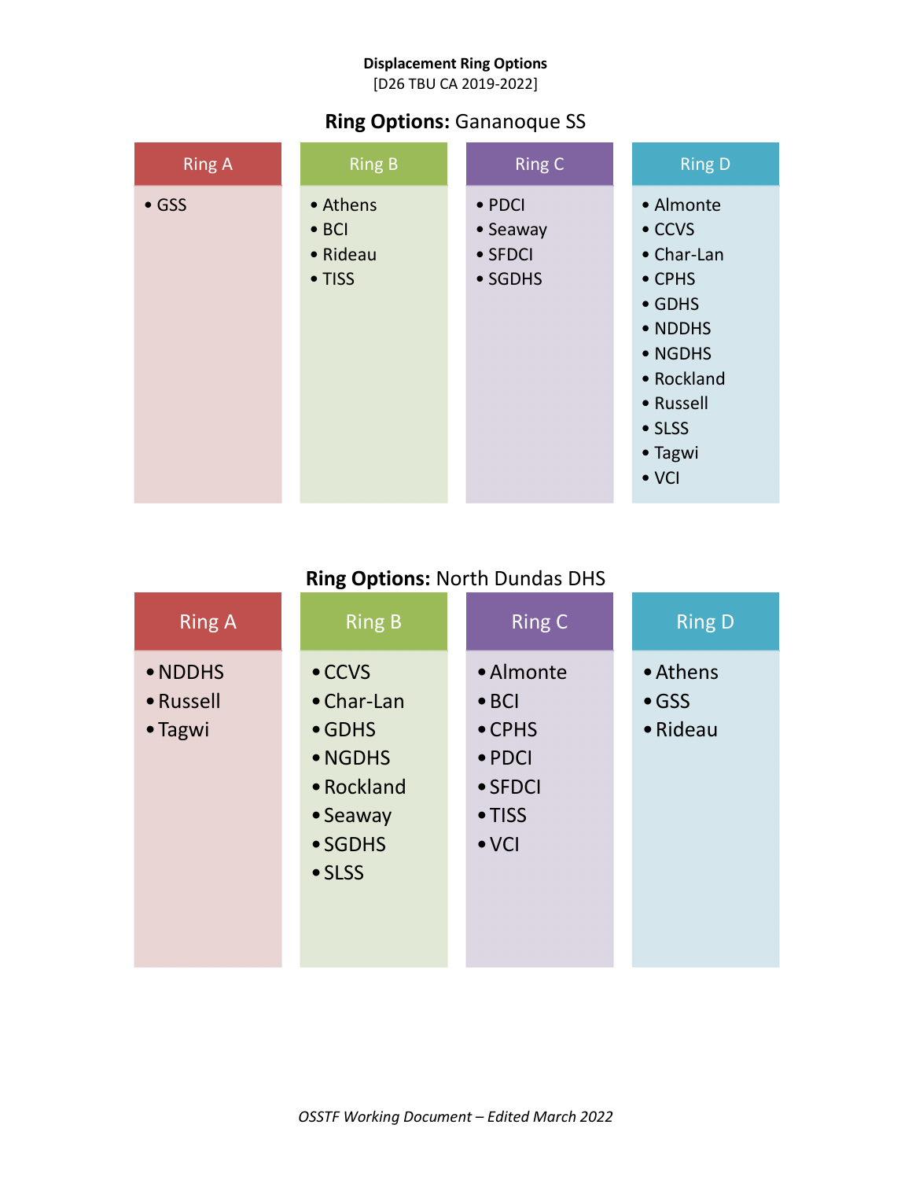**Displacement Ring Options**
[D26 TBU CA 2019-2022]

## **Ring Options:** Gananoque SS

| Ring A | Ring B | Ring C | Ring D |
|---|---|---|---|
| • GSS | • Athens | • PDCI | • Almonte |
| | • BCI | • Seaway | • CCVS |
| | • Rideau | • SFDCI | • Char-Lan |
| | • TISS | • SGDHS | • CPHS |
| | | | • GDHS |
| | | | • NDDHS |
| | | | • NGDHS |
| | | | • Rockland |
| | | | • Russell |
| | | | • SLSS |
| | | | • Tagwi |
| | | | • VCI |

## **Ring Options:** North Dundas DHS

| Ring A | Ring B | Ring C | Ring D |
|---|---|---|---|
| • NDDHS | • CCVS | • Almonte | • Athens |
| • Russell | • Char-Lan | • BCI | • GSS |
| • Tagwi | • GDHS | • CPHS | • Rideau |
| | • NGDHS | • PDCI | |
| | • Rockland | • SFDCI | |
| | • Seaway | • TISS | |
| | • SGDHS | • VCI | |
| | • SLSS | | |

*OSSTF Working Document – Edited March 2022*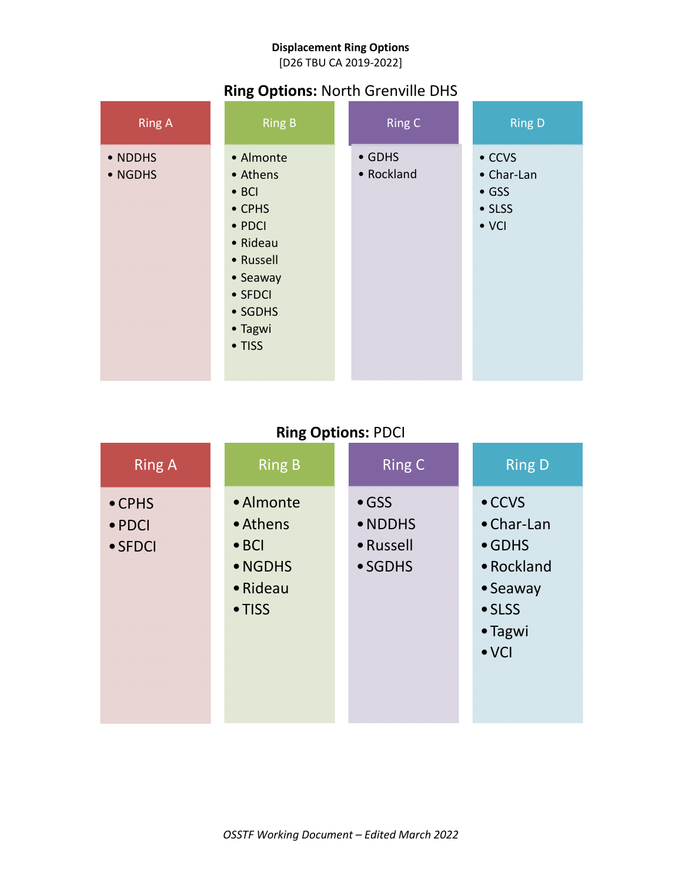**Displacement Ring Options**
[D26 TBU CA 2019-2022]

## **Ring Options:** North Grenville DHS

| Ring A | Ring B | Ring C | Ring D |
|---|---|---|---|
| • NDDHS | • Almonte | • GDHS | • CCVS |
| • NGDHS | • Athens | • Rockland | • Char-Lan |
| | • BCI | | • GSS |
| | • CPHS | | • SLSS |
| | • PDCI | | • VCI |
| | • Rideau | | |
| | • Russell | | |
| | • Seaway | | |
| | • SFDCI | | |
| | • SGDHS | | |
| | • Tagwi | | |
| | • TISS | | |

## **Ring Options:** PDCI

| Ring A | Ring B | Ring C | Ring D |
|---|---|---|---|
| • CPHS | • Almonte | • GSS | • CCVS |
| • PDCI | • Athens | • NDDHS | • Char-Lan |
| • SFDCI | • BCI | • Russell | • GDHS |
| | • NGDHS | • SGDHS | • Rockland |
| | • Rideau | | • Seaway |
| | • TISS | | • SLSS |
| | | | • Tagwi |
| | | | • VCI |

*OSSTF Working Document – Edited March 2022*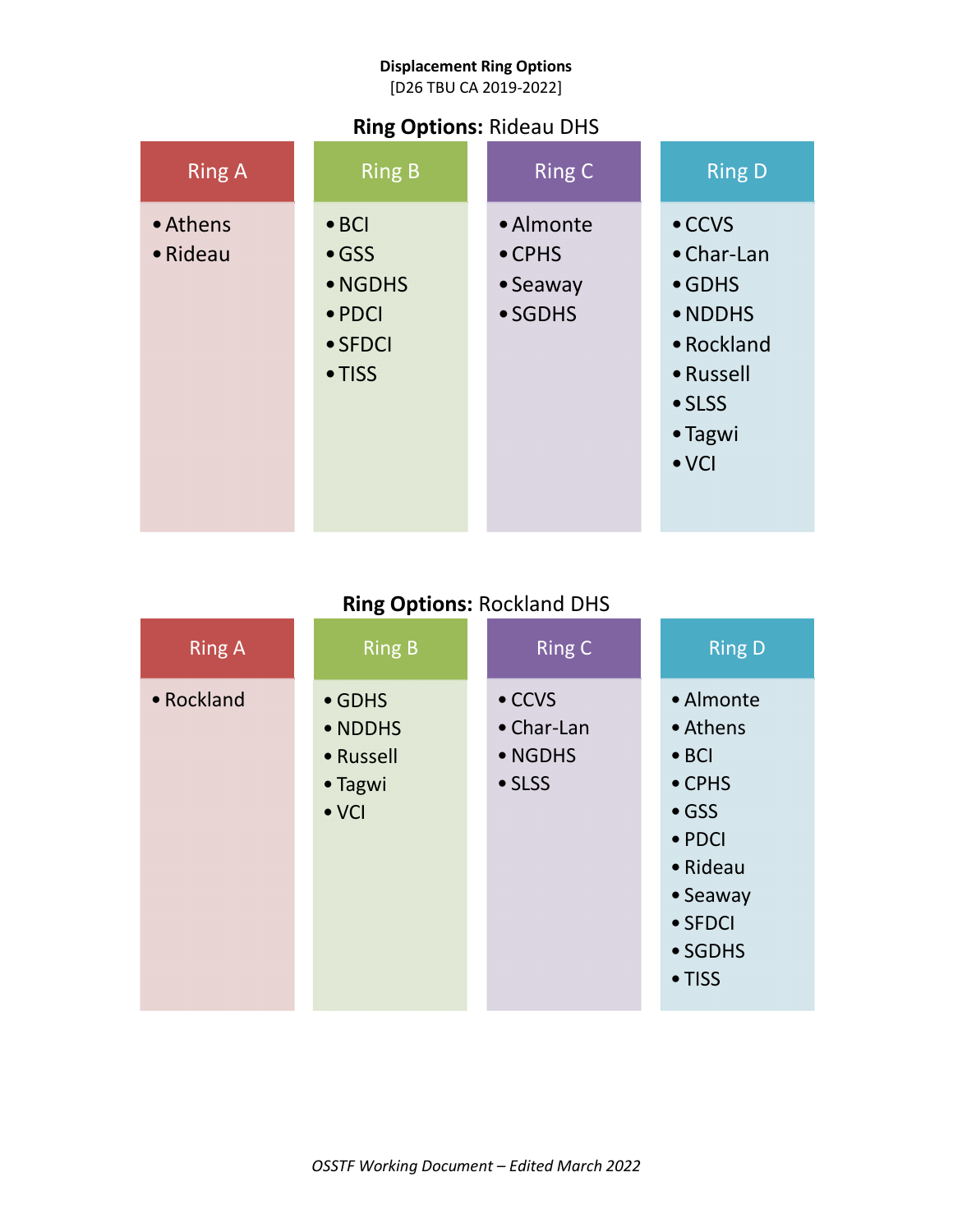**Displacement Ring Options**
[D26 TBU CA 2019-2022]

**Ring Options:** Rideau DHS

| Ring A | Ring B | Ring C | Ring D |
|---|---|---|---|
| • Athens | • BCI | • Almonte | • CCVS |
| • Rideau | • GSS | • CPHS | • Char-Lan |
| | • NGDHS | • Seaway | • GDHS |
| | • PDCI | • SGDHS | • NDDHS |
| | • SFDCI | | • Rockland |
| | • TISS | | • Russell |
| | | | • SLSS |
| | | | • Tagwi |
| | | | • VCI |

**Ring Options:** Rockland DHS

| Ring A | Ring B | Ring C | Ring D |
|---|---|---|---|
| • Rockland | • GDHS | • CCVS | • Almonte |
| | • NDDHS | • Char-Lan | • Athens |
| | • Russell | • NGDHS | • BCI |
| | • Tagwi | • SLSS | • CPHS |
| | • VCI | | • GSS |
| | | | • PDCI |
| | | | • Rideau |
| | | | • Seaway |
| | | | • SFDCI |
| | | | • SGDHS |
| | | | • TISS |

*OSSTF Working Document – Edited March 2022*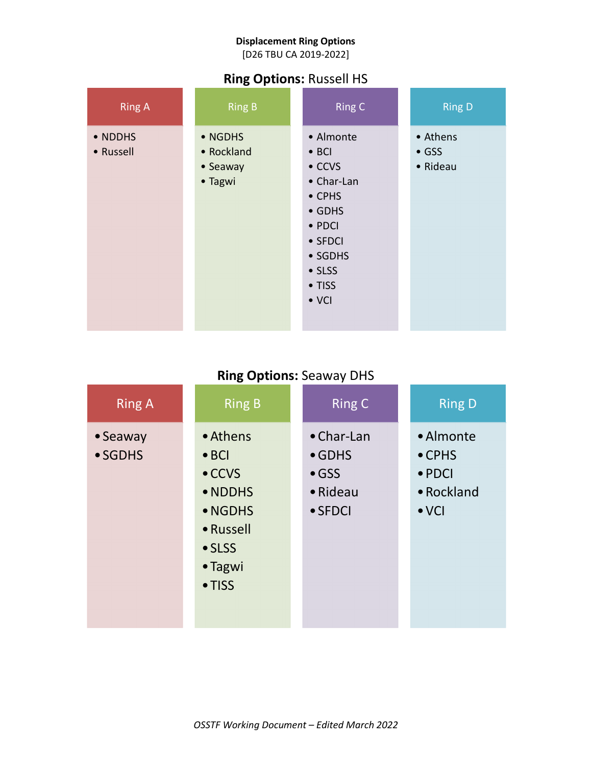**Displacement Ring Options**
[D26 TBU CA 2019-2022]

## **Ring Options:** Russell HS

| Ring A | Ring B | Ring C | Ring D |
|---|---|---|---|
| • NDDHS | • NGDHS | • Almonte | • Athens |
| • Russell | • Rockland | • BCI | • GSS |
| | • Seaway | • CCVS | • Rideau |
| | • Tagwi | • Char-Lan | |
| | | • CPHS | |
| | | • GDHS | |
| | | • PDCI | |
| | | • SFDCI | |
| | | • SGDHS | |
| | | • SLSS | |
| | | • TISS | |
| | | • VCI | |

## **Ring Options:** Seaway DHS

| Ring A | Ring B | Ring C | Ring D |
|---|---|---|---|
| • Seaway | • Athens | • Char-Lan | • Almonte |
| • SGDHS | • BCI | • GDHS | • CPHS |
| | • CCVS | • GSS | • PDCI |
| | • NDDHS | • Rideau | • Rockland |
| | • NGDHS | • SFDCI | • VCI |
| | • Russell | | |
| | • SLSS | | |
| | • Tagwi | | |
| | • TISS | | |

*OSSTF Working Document – Edited March 2022*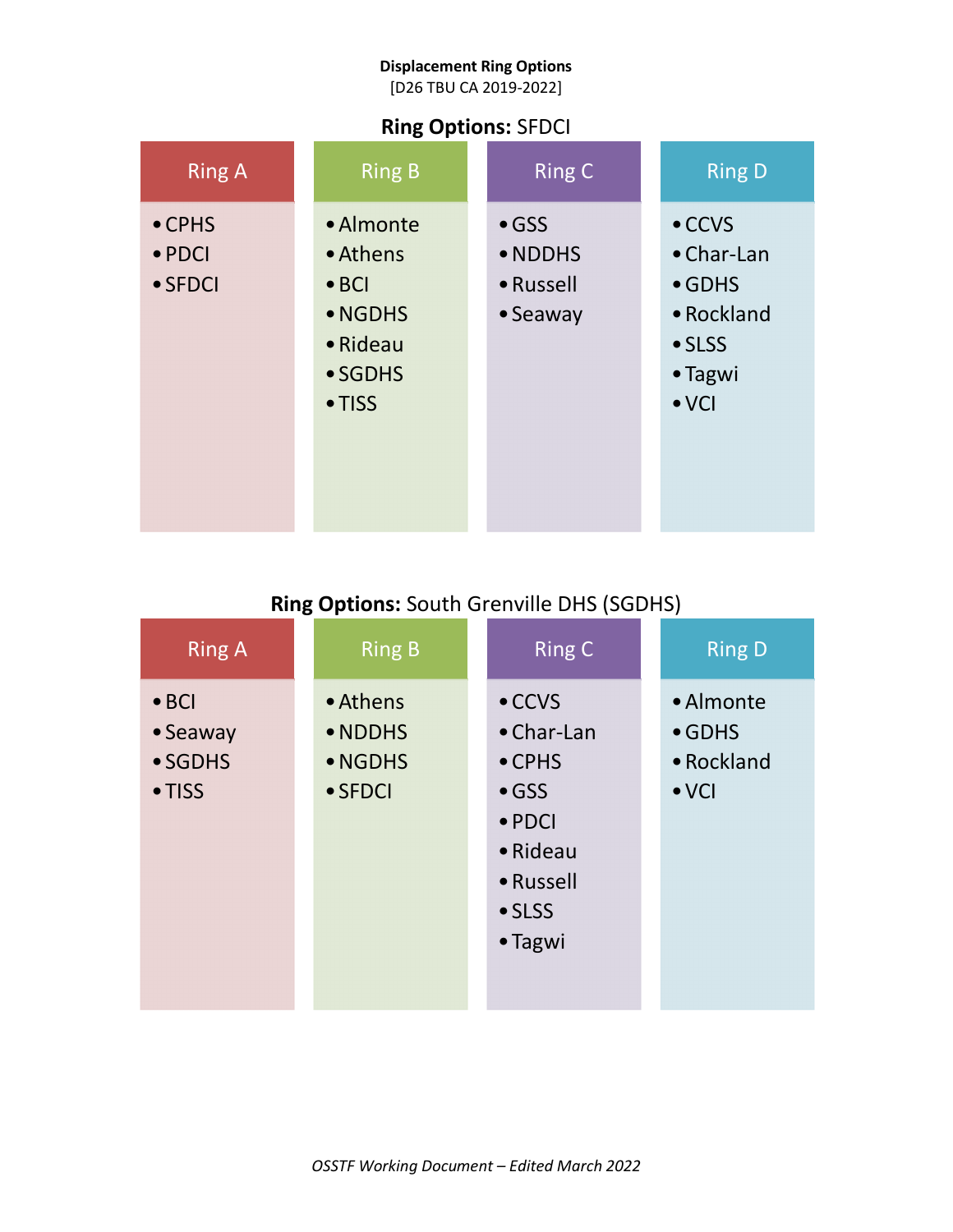**Displacement Ring Options**
[D26 TBU CA 2019-2022]

**Ring Options:** SFDCI

| Ring A | Ring B | Ring C | Ring D |
|---|---|---|---|
| • CPHS | • Almonte | • GSS | • CCVS |
| • PDCI | • Athens | • NDDHS | • Char-Lan |
| • SFDCI | • BCI | • Russell | • GDHS |
| | • NGDHS | • Seaway | • Rockland |
| | • Rideau | | • SLSS |
| | • SGDHS | | • Tagwi |
| | • TISS | | • VCI |

**Ring Options:** South Grenville DHS (SGDHS)

| Ring A | Ring B | Ring C | Ring D |
|---|---|---|---|
| • BCI | • Athens | • CCVS | • Almonte |
| • Seaway | • NDDHS | • Char-Lan | • GDHS |
| • SGDHS | • NGDHS | • CPHS | • Rockland |
| • TISS | • SFDCI | • GSS | • VCI |
| | | • PDCI | |
| | | • Rideau | |
| | | • Russell | |
| | | • SLSS | |
| | | • Tagwi | |

*OSSTF Working Document – Edited March 2022*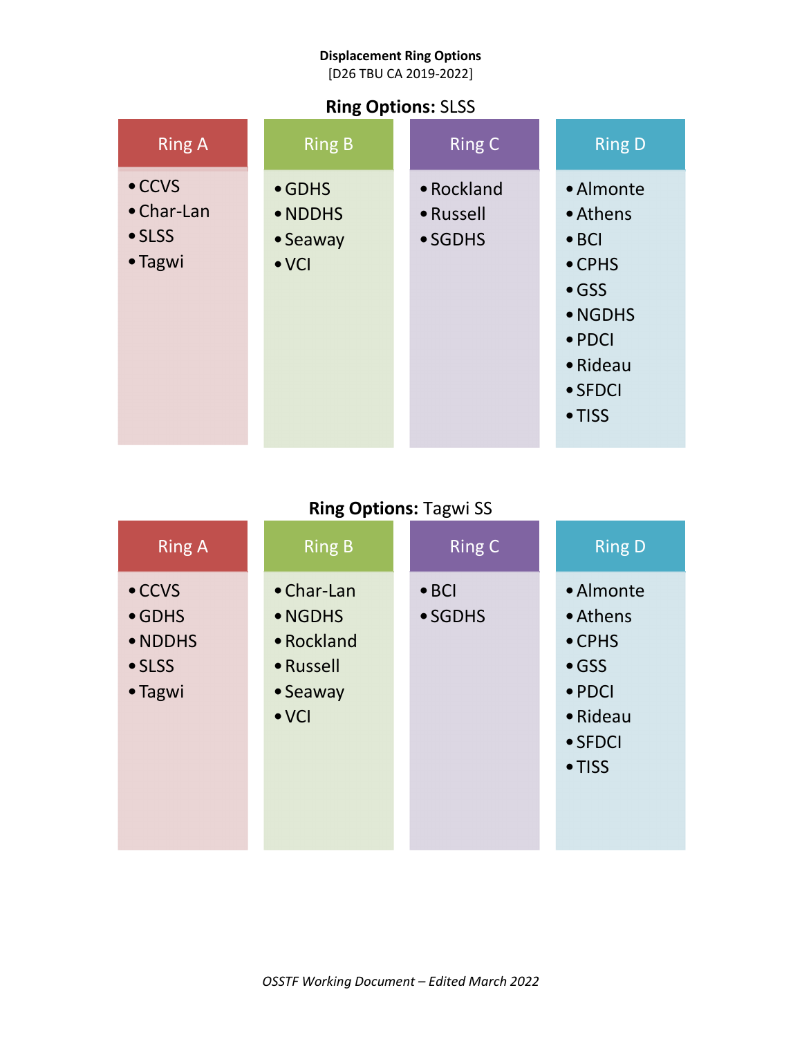**Displacement Ring Options**

[D26 TBU CA 2019-2022]

**Ring Options:** SLSS

| Ring A | Ring B | Ring C | Ring D |
|---|---|---|---|
| • CCVS<br>• Char-Lan<br>• SLSS<br>• Tagwi | • GDHS<br>• NDDHS<br>• Seaway<br>• VCI | • Rockland<br>• Russell<br>• SGDHS | • Almonte<br>• Athens<br>• BCI<br>• CPHS<br>• GSS<br>• NGDHS<br>• PDCI<br>• Rideau<br>• SFDCI<br>• TISS |

**Ring Options:** Tagwi SS

| Ring A | Ring B | Ring C | Ring D |
|---|---|---|---|
| • CCVS<br>• GDHS<br>• NDDHS<br>• SLSS<br>• Tagwi | • Char-Lan<br>• NGDHS<br>• Rockland<br>• Russell<br>• Seaway<br>• VCI | • BCI<br>• SGDHS | • Almonte<br>• Athens<br>• CPHS<br>• GSS<br>• PDCI<br>• Rideau<br>• SFDCI<br>• TISS |

*OSSTF Working Document – Edited March 2022*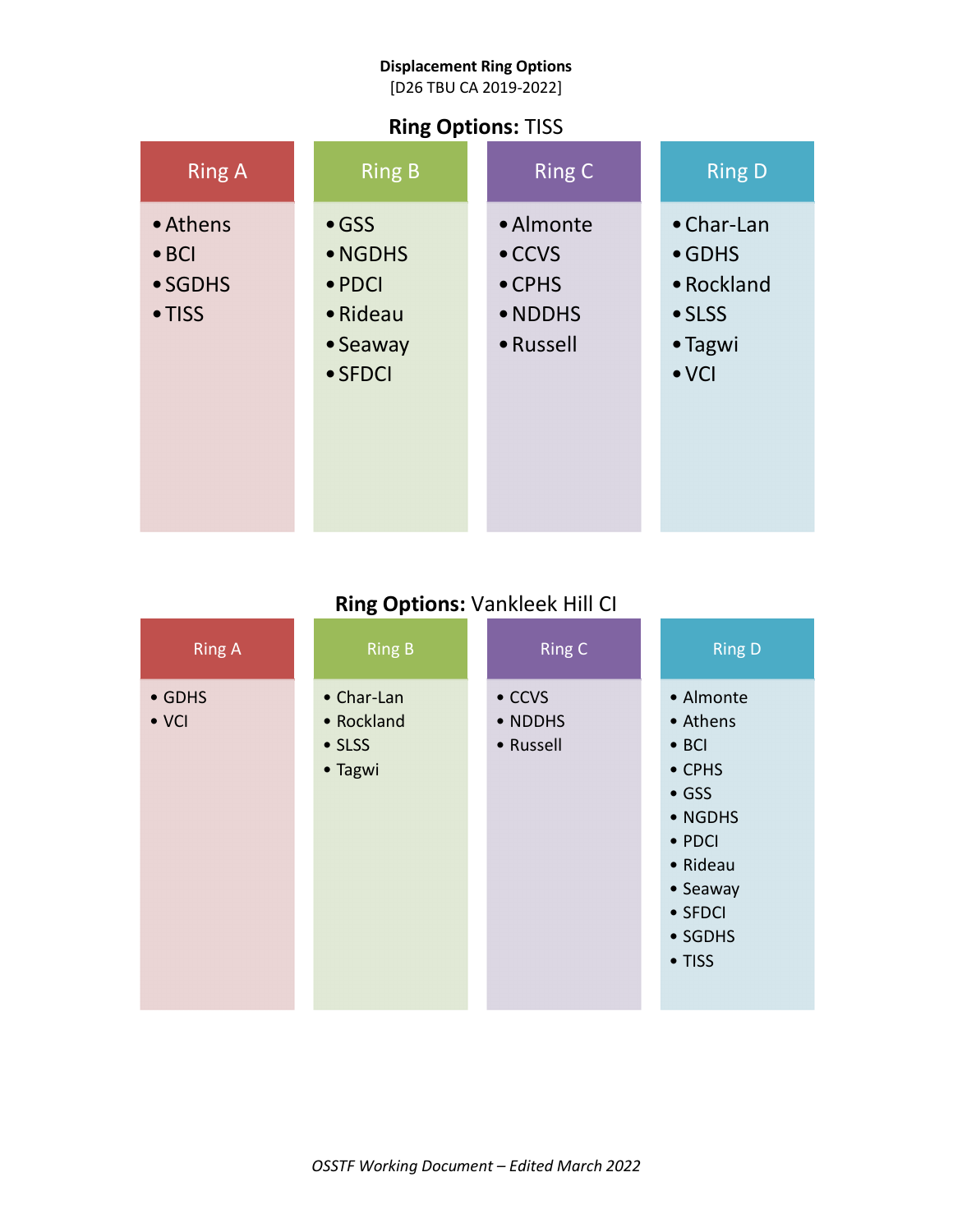**Displacement Ring Options**

[D26 TBU CA 2019-2022]

**Ring Options:** TISS

| Ring A | Ring B | Ring C | Ring D |
|---|---|---|---|
| • Athens<br>• BCI<br>• SGDHS<br>• TISS | • GSS<br>• NGDHS<br>• PDCI<br>• Rideau<br>• Seaway<br>• SFDCI | • Almonte<br>• CCVS<br>• CPHS<br>• NDDHS<br>• Russell | • Char-Lan<br>• GDHS<br>• Rockland<br>• SLSS<br>• Tagwi<br>• VCI |

**Ring Options:** Vankleek Hill CI

| Ring A | Ring B | Ring C | Ring D |
|---|---|---|---|
| • GDHS<br>• VCI | • Char-Lan<br>• Rockland<br>• SLSS<br>• Tagwi | • CCVS<br>• NDDHS<br>• Russell | • Almonte<br>• Athens<br>• BCI<br>• CPHS<br>• GSS<br>• NGDHS<br>• PDCI<br>• Rideau<br>• Seaway<br>• SFDCI<br>• SGDHS<br>• TISS |

*OSSTF Working Document – Edited March 2022*